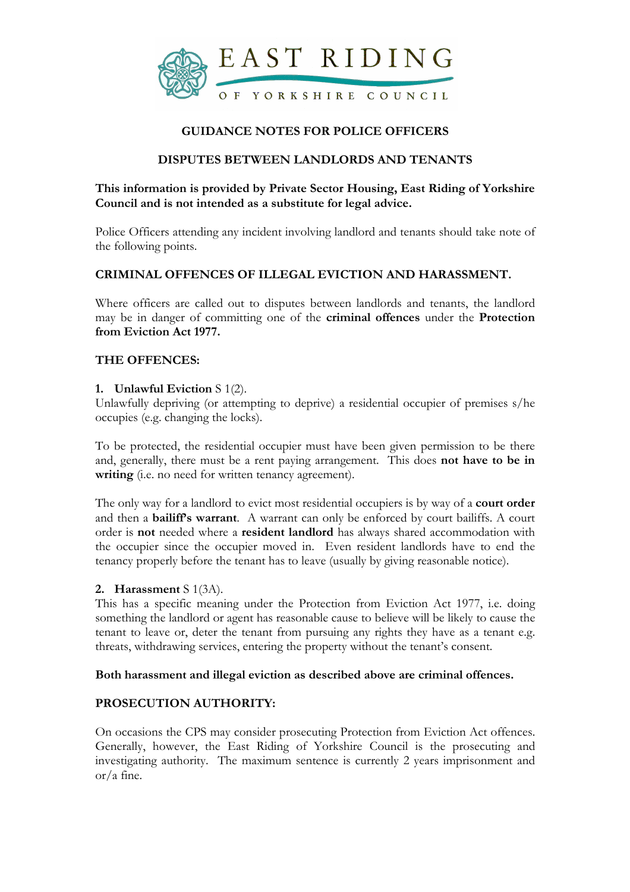EAST RIDING

OF YORKSHIRE COUNCIL

# GUIDANCE NOTES FOR POLICE OFFICERS

## DISPUTES BETWEEN LANDLORDS AND TENANTS

**This information is provided by Private Sector Housing, East Riding of Yorkshire Council and is not intended as a substitute for legal advice.**

Police Officers attending any incident involving landlord and tenants should take note of the following points.

### CRIMINAL OFFENCES OF ILLEGAL EVICTION AND HARASSMENT.

Where officers are called out to disputes between landlords and tenants, the landlord may be in danger of committing one of the **criminal offences** under the **Protection from Eviction Act 1977.**

### THE OFFENCES:

**1. Unlawful Eviction** S 1(2).
Unlawfully depriving (or attempting to deprive) a residential occupier of premises s/he occupies (e.g. changing the locks).

To be protected, the residential occupier must have been given permission to be there and, generally, there must be a rent paying arrangement. This does **not have to be in writing** (i.e. no need for written tenancy agreement).

The only way for a landlord to evict most residential occupiers is by way of a **court order** and then a **bailiff's warrant**. A warrant can only be enforced by court bailiffs. A court order is **not** needed where a **resident landlord** has always shared accommodation with the occupier since the occupier moved in. Even resident landlords have to end the tenancy properly before the tenant has to leave (usually by giving reasonable notice).

**2. Harassment** S 1(3A).
This has a specific meaning under the Protection from Eviction Act 1977, i.e. doing something the landlord or agent has reasonable cause to believe will be likely to cause the tenant to leave or, deter the tenant from pursuing any rights they have as a tenant e.g. threats, withdrawing services, entering the property without the tenant's consent.

**Both harassment and illegal eviction as described above are criminal offences.**

### PROSECUTION AUTHORITY:

On occasions the CPS may consider prosecuting Protection from Eviction Act offences. Generally, however, the East Riding of Yorkshire Council is the prosecuting and investigating authority. The maximum sentence is currently 2 years imprisonment and or/a fine.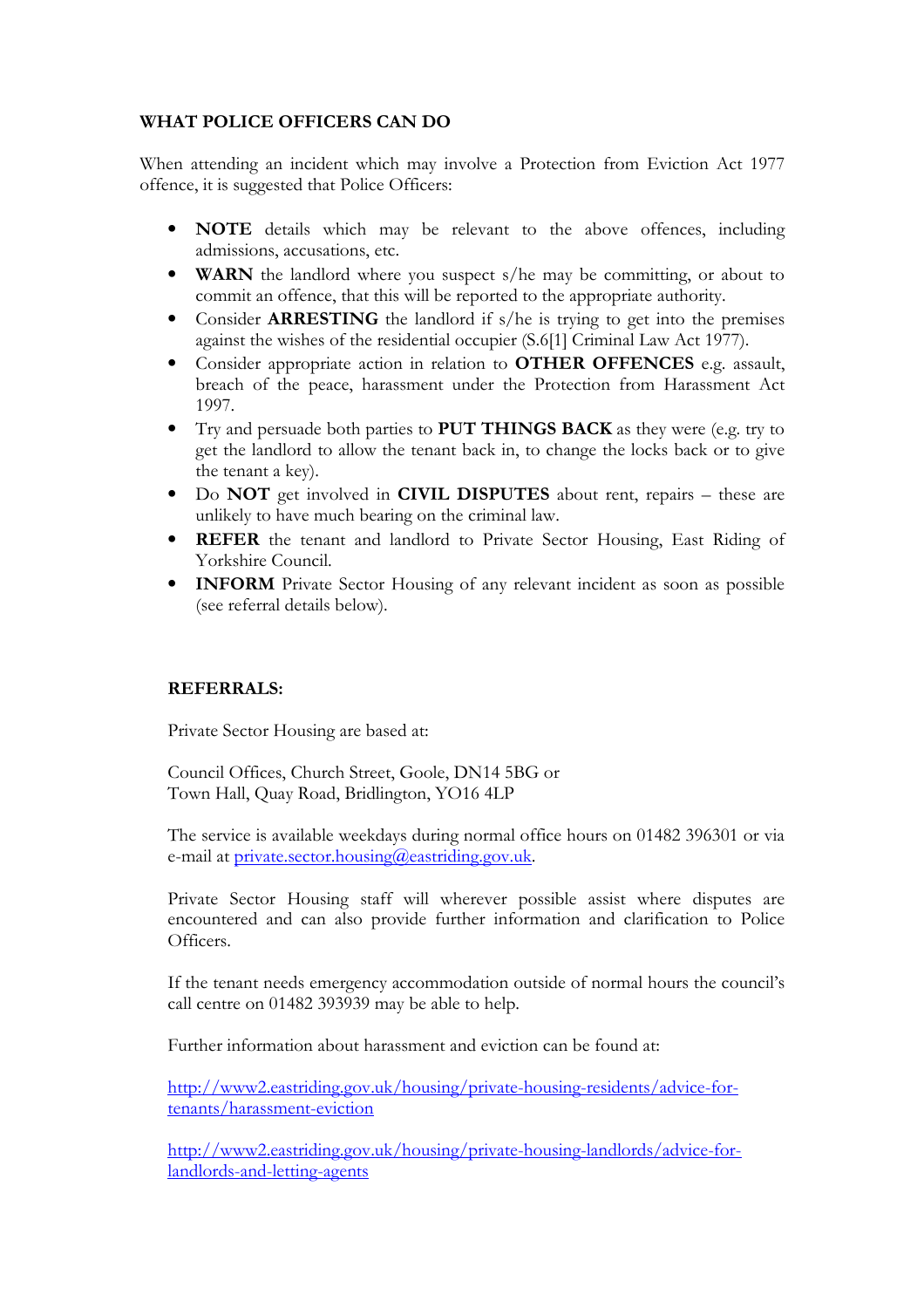## WHAT POLICE OFFICERS CAN DO

When attending an incident which may involve a Protection from Eviction Act 1977 offence, it is suggested that Police Officers:

- **NOTE** details which may be relevant to the above offences, including admissions, accusations, etc.
- **WARN** the landlord where you suspect s/he may be committing, or about to commit an offence, that this will be reported to the appropriate authority.
- Consider **ARRESTING** the landlord if s/he is trying to get into the premises against the wishes of the residential occupier (S.6[1] Criminal Law Act 1977).
- Consider appropriate action in relation to **OTHER OFFENCES** e.g. assault, breach of the peace, harassment under the Protection from Harassment Act 1997.
- Try and persuade both parties to **PUT THINGS BACK** as they were (e.g. try to get the landlord to allow the tenant back in, to change the locks back or to give the tenant a key).
- Do **NOT** get involved in **CIVIL DISPUTES** about rent, repairs – these are unlikely to have much bearing on the criminal law.
- **REFER** the tenant and landlord to Private Sector Housing, East Riding of Yorkshire Council.
- **INFORM** Private Sector Housing of any relevant incident as soon as possible (see referral details below).

### REFERRALS:

Private Sector Housing are based at:

Council Offices, Church Street, Goole, DN14 5BG or
Town Hall, Quay Road, Bridlington, YO16 4LP

The service is available weekdays during normal office hours on 01482 396301 or via e-mail at private.sector.housing@eastriding.gov.uk.

Private Sector Housing staff will wherever possible assist where disputes are encountered and can also provide further information and clarification to Police Officers.

If the tenant needs emergency accommodation outside of normal hours the council's call centre on 01482 393939 may be able to help.

Further information about harassment and eviction can be found at:

http://www2.eastriding.gov.uk/housing/private-housing-residents/advice-for-tenants/harassment-eviction

http://www2.eastriding.gov.uk/housing/private-housing-landlords/advice-for-landlords-and-letting-agents